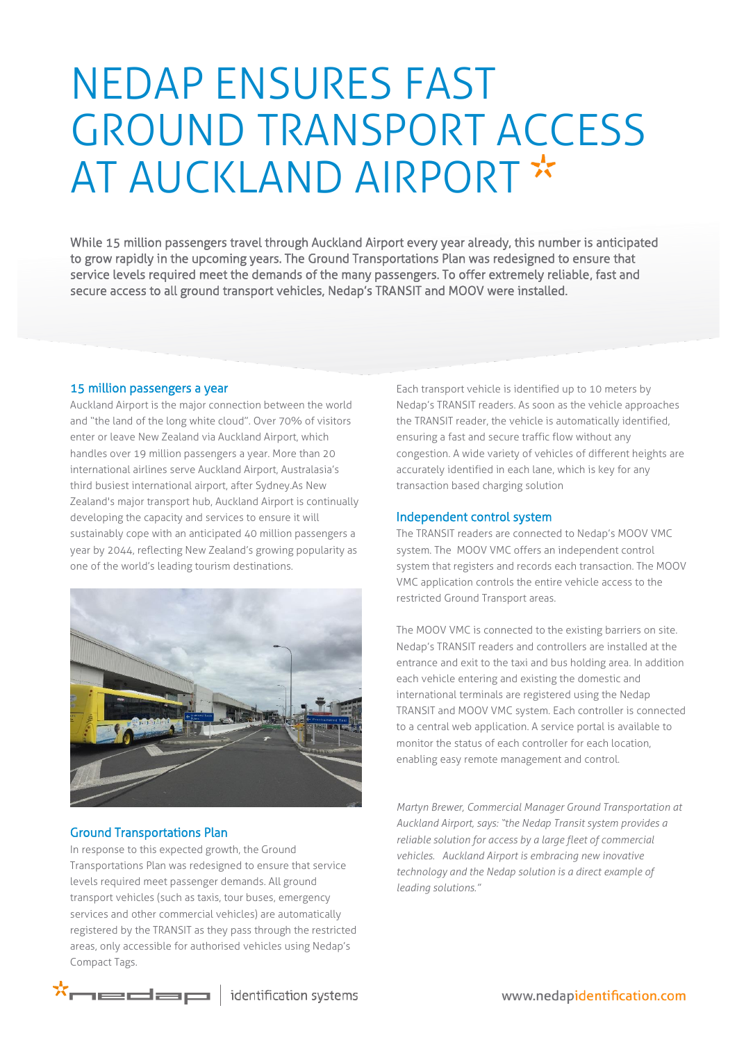# NEDAP ENSURES FAST GROUND TRANSPORT ACCESS AT AUCKLAND AIRPORT

**While 15 million passengers travel through Auckland Airport every year already, this number is anticipated to grow rapidly in the upcoming years. The Ground Transportations Plan was redesigned to ensure that service levels required meet the demands of the many passengers. To offer extremely reliable, fast and secure access to all ground transport vehicles, Nedap's TRANSIT and MOOV were installed.**

## 15 million passengers a year

Auckland Airport is the major connection between the world and "the land of the long white cloud". Over 70% of visitors enter or leave New Zealand via Auckland Airport, which handles over 19 million passengers a year. More than 20 international airlines serve Auckland Airport, Australasia's third busiest international airport, after Sydney.As New Zealand's major transport hub, Auckland Airport is continually developing the capacity and services to ensure it will sustainably cope with an anticipated 40 million passengers a year by 2044, reflecting New Zealand's growing popularity as one of the world's leading tourism destinations.

## Ground Transportations Plan

In response to this expected growth, the Ground Transportations Plan was redesigned to ensure that service levels required meet passenger demands. All ground transport vehicles (such as taxis, tour buses, emergency services and other commercial vehicles) are automatically registered by the TRANSIT as they pass through the restricted areas, only accessible for authorised vehicles using Nedap's Compact Tags.

Each transport vehicle is identified up to 10 meters by Nedap's TRANSIT readers. As soon as the vehicle approaches the TRANSIT reader, the vehicle is automatically identified, ensuring a fast and secure traffic flow without any congestion. A wide variety of vehicles of different heights are accurately identified in each lane, which is key for any transaction based charging solution

## Independent control system

The TRANSIT readers are connected to Nedap's MOOV VMC system. The MOOV VMC offers an independent control system that registers and records each transaction. The MOOV VMC application controls the entire vehicle access to the restricted Ground Transport areas.

The MOOV VMC is connected to the existing barriers on site. Nedap's TRANSIT readers and controllers are installed at the entrance and exit to the taxi and bus holding area. In addition each vehicle entering and existing the domestic and international terminals are registered using the Nedap TRANSIT and MOOV VMC system. Each controller is connected to a central web application. A service portal is available to monitor the status of each controller for each location, enabling easy remote management and control.

*Martyn Brewer, Commercial Manager Ground Transportation at Auckland Airport, says: "the Nedap Transit system provides a reliable solution for access by a large fleet of commercial vehicles. Auckland Airport is embracing new inovative technology and the Nedap solution is a direct example of leading solutions."*

nedap | identification systems

www.nedapidentification.com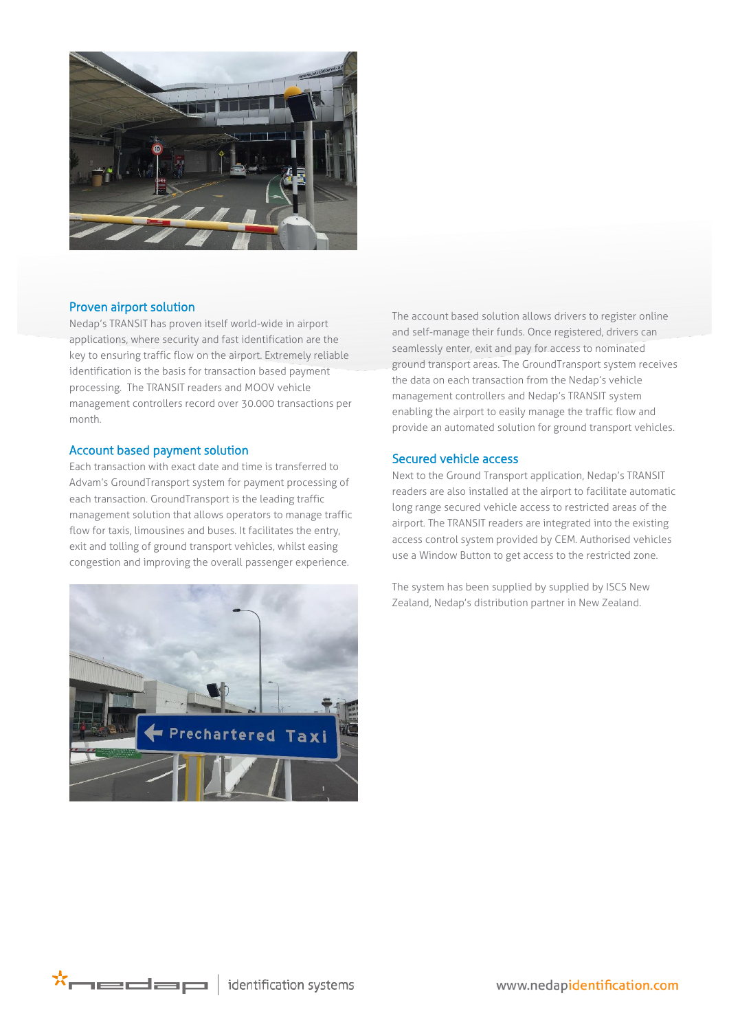## Proven airport solution

Nedap's TRANSIT has proven itself world-wide in airport applications, where security and fast identification are the key to ensuring traffic flow on the airport. Extremely reliable identification is the basis for transaction based payment processing. The TRANSIT readers and MOOV vehicle management controllers record over 30.000 transactions per month.

## Account based payment solution

Each transaction with exact date and time is transferred to Advam's GroundTransport system for payment processing of each transaction. GroundTransport is the leading traffic management solution that allows operators to manage traffic flow for taxis, limousines and buses. It facilitates the entry, exit and tolling of ground transport vehicles, whilst easing congestion and improving the overall passenger experience.

The account based solution allows drivers to register online and self-manage their funds. Once registered, drivers can seamlessly enter, exit and pay for access to nominated ground transport areas. The GroundTransport system receives the data on each transaction from the Nedap's vehicle management controllers and Nedap's TRANSIT system enabling the airport to easily manage the traffic flow and provide an automated solution for ground transport vehicles.

## Secured vehicle access

Next to the Ground Transport application, Nedap's TRANSIT readers are also installed at the airport to facilitate automatic long range secured vehicle access to restricted areas of the airport. The TRANSIT readers are integrated into the existing access control system provided by CEM. Authorised vehicles use a Window Button to get access to the restricted zone.

The system has been supplied by supplied by ISCS New Zealand, Nedap's distribution partner in New Zealand.